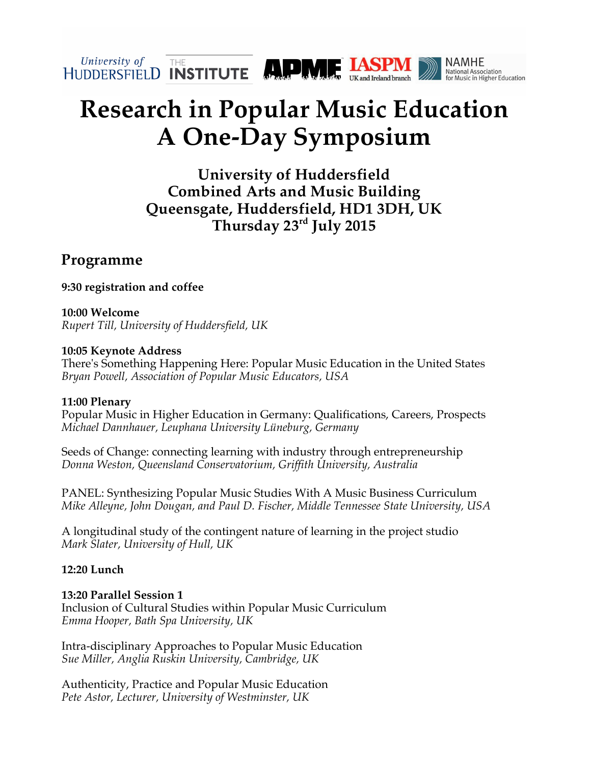# Research in Popular Music Education
# A One-Day Symposium

### University of Huddersfield
### Combined Arts and Music Building
### Queensgate, Huddersfield, HD1 3DH, UK
### Thursday 23rd July 2015

## Programme

**9:30 registration and coffee**

**10:00 Welcome**
*Rupert Till, University of Huddersfield, UK*

**10:05 Keynote Address**
There's Something Happening Here: Popular Music Education in the United States
*Bryan Powell, Association of Popular Music Educators, USA*

**11:00 Plenary**
Popular Music in Higher Education in Germany: Qualifications, Careers, Prospects
*Michael Dannhauer, Leuphana University Lüneburg, Germany*

Seeds of Change: connecting learning with industry through entrepreneurship
*Donna Weston, Queensland Conservatorium, Griffith University, Australia*

PANEL: Synthesizing Popular Music Studies With A Music Business Curriculum
*Mike Alleyne, John Dougan, and Paul D. Fischer, Middle Tennessee State University, USA*

A longitudinal study of the contingent nature of learning in the project studio
*Mark Slater, University of Hull, UK*

**12:20 Lunch**

**13:20 Parallel Session 1**
Inclusion of Cultural Studies within Popular Music Curriculum
*Emma Hooper, Bath Spa University, UK*

Intra-disciplinary Approaches to Popular Music Education
*Sue Miller, Anglia Ruskin University, Cambridge, UK*

Authenticity, Practice and Popular Music Education
*Pete Astor, Lecturer, University of Westminster, UK*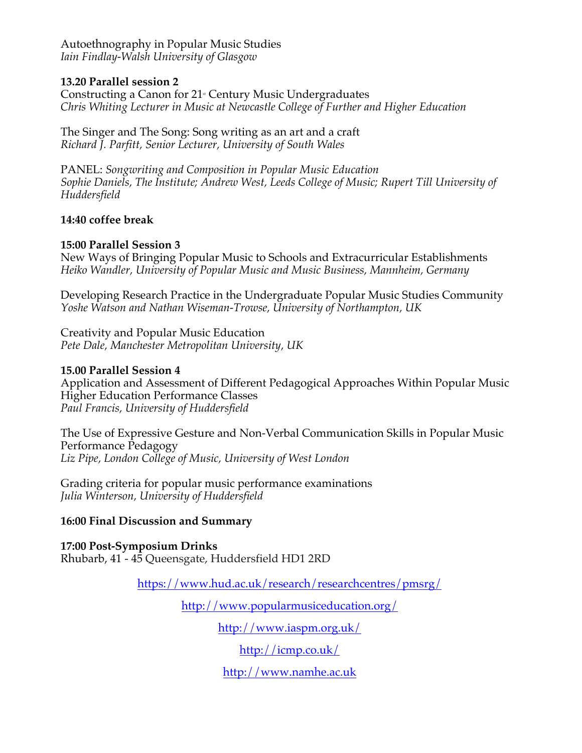Autoethnography in Popular Music Studies
*Iain Findlay-Walsh University of Glasgow*

**13.20 Parallel session 2**
Constructing a Canon for 21st Century Music Undergraduates
*Chris Whiting Lecturer in Music at Newcastle College of Further and Higher Education*

The Singer and The Song: Song writing as an art and a craft
*Richard J. Parfitt, Senior Lecturer, University of South Wales*

PANEL: *Songwriting and Composition in Popular Music Education*
*Sophie Daniels, The Institute; Andrew West, Leeds College of Music; Rupert Till University of Huddersfield*

**14:40 coffee break**

**15:00 Parallel Session 3**
New Ways of Bringing Popular Music to Schools and Extracurricular Establishments
*Heiko Wandler, University of Popular Music and Music Business, Mannheim, Germany*

Developing Research Practice in the Undergraduate Popular Music Studies Community
*Yoshe Watson and Nathan Wiseman-Trowse, University of Northampton, UK*

Creativity and Popular Music Education
*Pete Dale, Manchester Metropolitan University, UK*

**15.00 Parallel Session 4**
Application and Assessment of Different Pedagogical Approaches Within Popular Music Higher Education Performance Classes
*Paul Francis, University of Huddersfield*

The Use of Expressive Gesture and Non-Verbal Communication Skills in Popular Music Performance Pedagogy
*Liz Pipe, London College of Music, University of West London*

Grading criteria for popular music performance examinations
*Julia Winterson, University of Huddersfield*

**16:00 Final Discussion and Summary**

**17:00 Post-Symposium Drinks**
Rhubarb, 41 - 45 Queensgate, Huddersfield HD1 2RD

https://www.hud.ac.uk/research/researchcentres/pmsrg/

http://www.popularmusiceducation.org/

http://www.iaspm.org.uk/

http://icmp.co.uk/

http://www.namhe.ac.uk